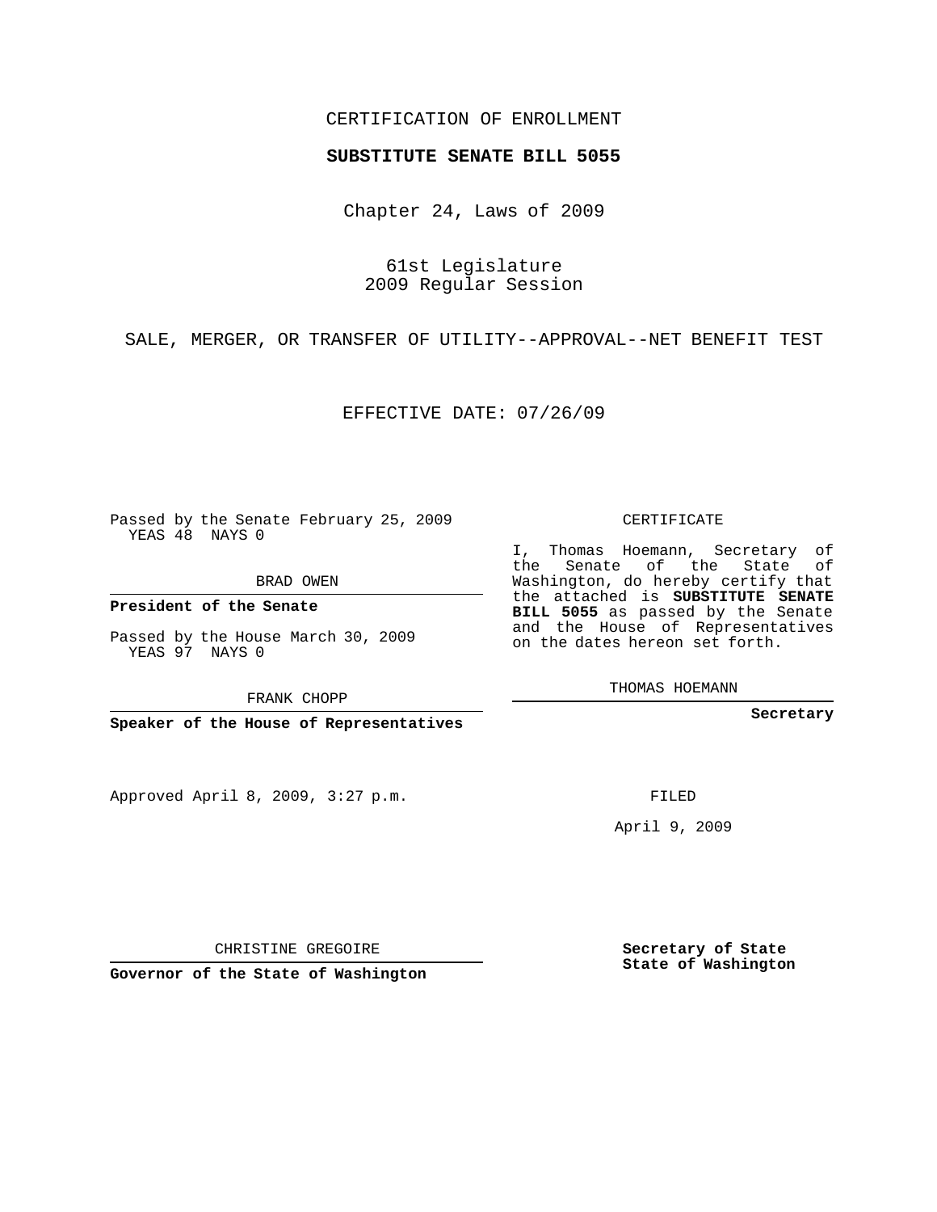CERTIFICATION OF ENROLLMENT

**SUBSTITUTE SENATE BILL 5055**

Chapter 24, Laws of 2009

61st Legislature
2009 Regular Session

SALE, MERGER, OR TRANSFER OF UTILITY--APPROVAL--NET BENEFIT TEST

EFFECTIVE DATE: 07/26/09

Passed by the Senate February 25, 2009
YEAS 48 NAYS 0

BRAD OWEN

**President of the Senate**

Passed by the House March 30, 2009
YEAS 97 NAYS 0

FRANK CHOPP

**Speaker of the House of Representatives**

Approved April 8, 2009, 3:27 p.m.

CHRISTINE GREGOIRE

**Governor of the State of Washington**

CERTIFICATE

I, Thomas Hoemann, Secretary of the Senate of the State of Washington, do hereby certify that the attached is **SUBSTITUTE SENATE BILL 5055** as passed by the Senate and the House of Representatives on the dates hereon set forth.

THOMAS HOEMANN

**Secretary**

FILED

April 9, 2009

**Secretary of State**
**State of Washington**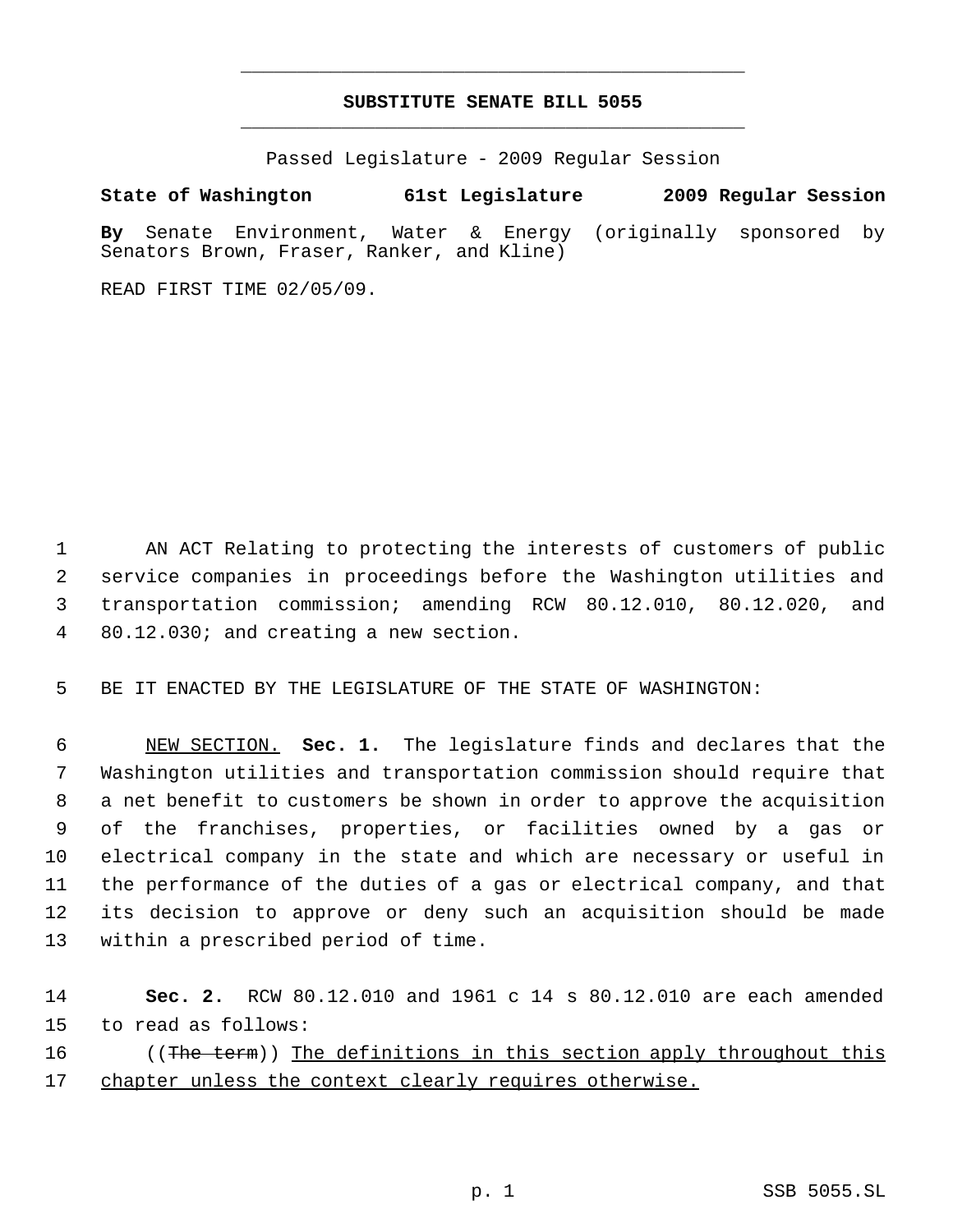# SUBSTITUTE SENATE BILL 5055

Passed Legislature - 2009 Regular Session

**State of Washington 61st Legislature 2009 Regular Session**

**By** Senate Environment, Water & Energy (originally sponsored by Senators Brown, Fraser, Ranker, and Kline)

READ FIRST TIME 02/05/09.

1 AN ACT Relating to protecting the interests of customers of public
2 service companies in proceedings before the Washington utilities and
3 transportation commission; amending RCW 80.12.010, 80.12.020, and
4 80.12.030; and creating a new section.

5 BE IT ENACTED BY THE LEGISLATURE OF THE STATE OF WASHINGTON:

6 NEW SECTION. **Sec. 1.** The legislature finds and declares that the
7 Washington utilities and transportation commission should require that
8 a net benefit to customers be shown in order to approve the acquisition
9 of the franchises, properties, or facilities owned by a gas or
10 electrical company in the state and which are necessary or useful in
11 the performance of the duties of a gas or electrical company, and that
12 its decision to approve or deny such an acquisition should be made
13 within a prescribed period of time.

14 **Sec. 2.** RCW 80.12.010 and 1961 c 14 s 80.12.010 are each amended
15 to read as follows:

16 ((~~The term~~)) <u>The definitions in this section apply throughout this</u>
17 <u>chapter unless the context clearly requires otherwise.</u>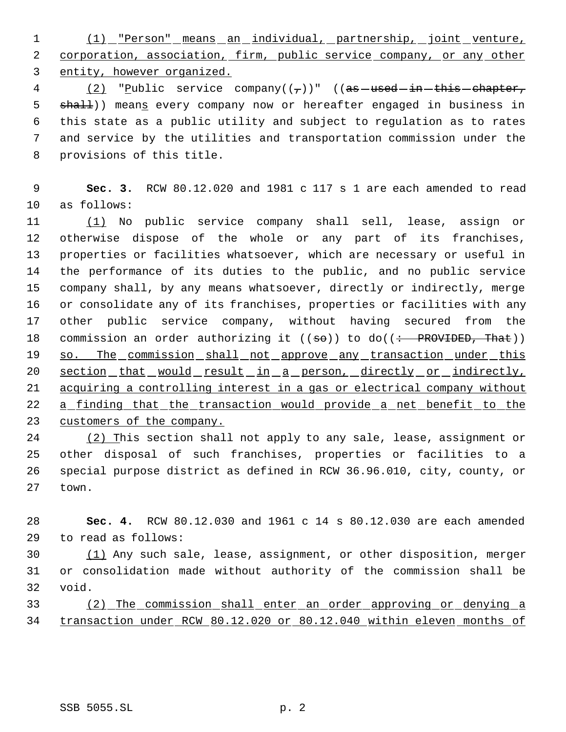(1) "Person" means an individual, partnership, joint venture, corporation, association, firm, public service company, or any other entity, however organized.

(2) "Public service company((,))" ((as used in this chapter, shall)) means every company now or hereafter engaged in business in this state as a public utility and subject to regulation as to rates and service by the utilities and transportation commission under the provisions of this title.

**Sec. 3.** RCW 80.12.020 and 1981 c 117 s 1 are each amended to read as follows:

(1) No public service company shall sell, lease, assign or otherwise dispose of the whole or any part of its franchises, properties or facilities whatsoever, which are necessary or useful in the performance of its duties to the public, and no public service company shall, by any means whatsoever, directly or indirectly, merge or consolidate any of its franchises, properties or facilities with any other public service company, without having secured from the commission an order authorizing it ((so)) to do((: PROVIDED, That)) so. The commission shall not approve any transaction under this section that would result in a person, directly or indirectly, acquiring a controlling interest in a gas or electrical company without a finding that the transaction would provide a net benefit to the customers of the company.

(2) This section shall not apply to any sale, lease, assignment or other disposal of such franchises, properties or facilities to a special purpose district as defined in RCW 36.96.010, city, county, or town.

**Sec. 4.** RCW 80.12.030 and 1961 c 14 s 80.12.030 are each amended to read as follows:

(1) Any such sale, lease, assignment, or other disposition, merger or consolidation made without authority of the commission shall be void.

(2) The commission shall enter an order approving or denying a transaction under RCW 80.12.020 or 80.12.040 within eleven months of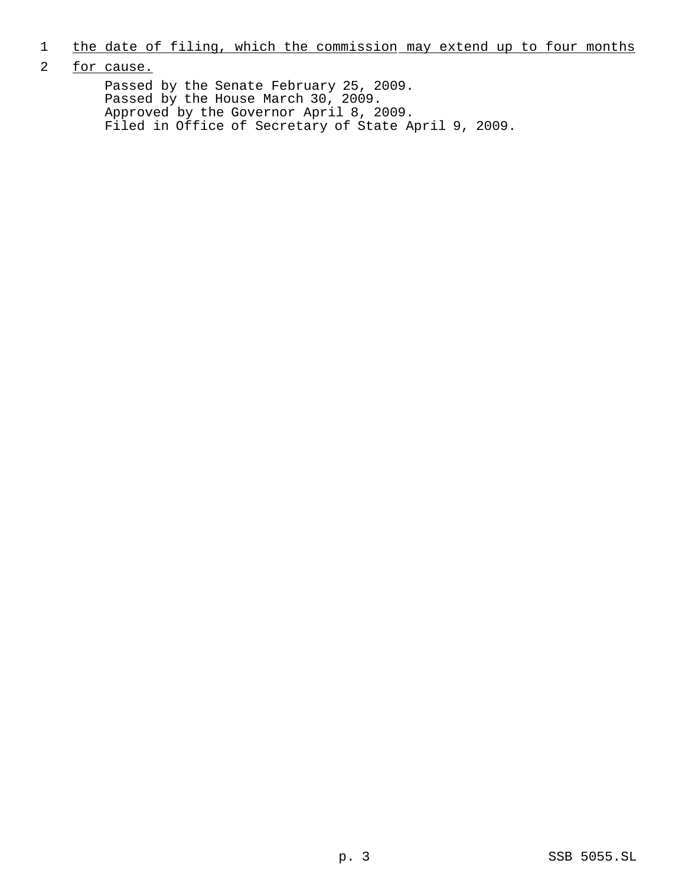the date of filing, which the commission may extend up to four months for cause.

Passed by the Senate February 25, 2009.
Passed by the House March 30, 2009.
Approved by the Governor April 8, 2009.
Filed in Office of Secretary of State April 9, 2009.